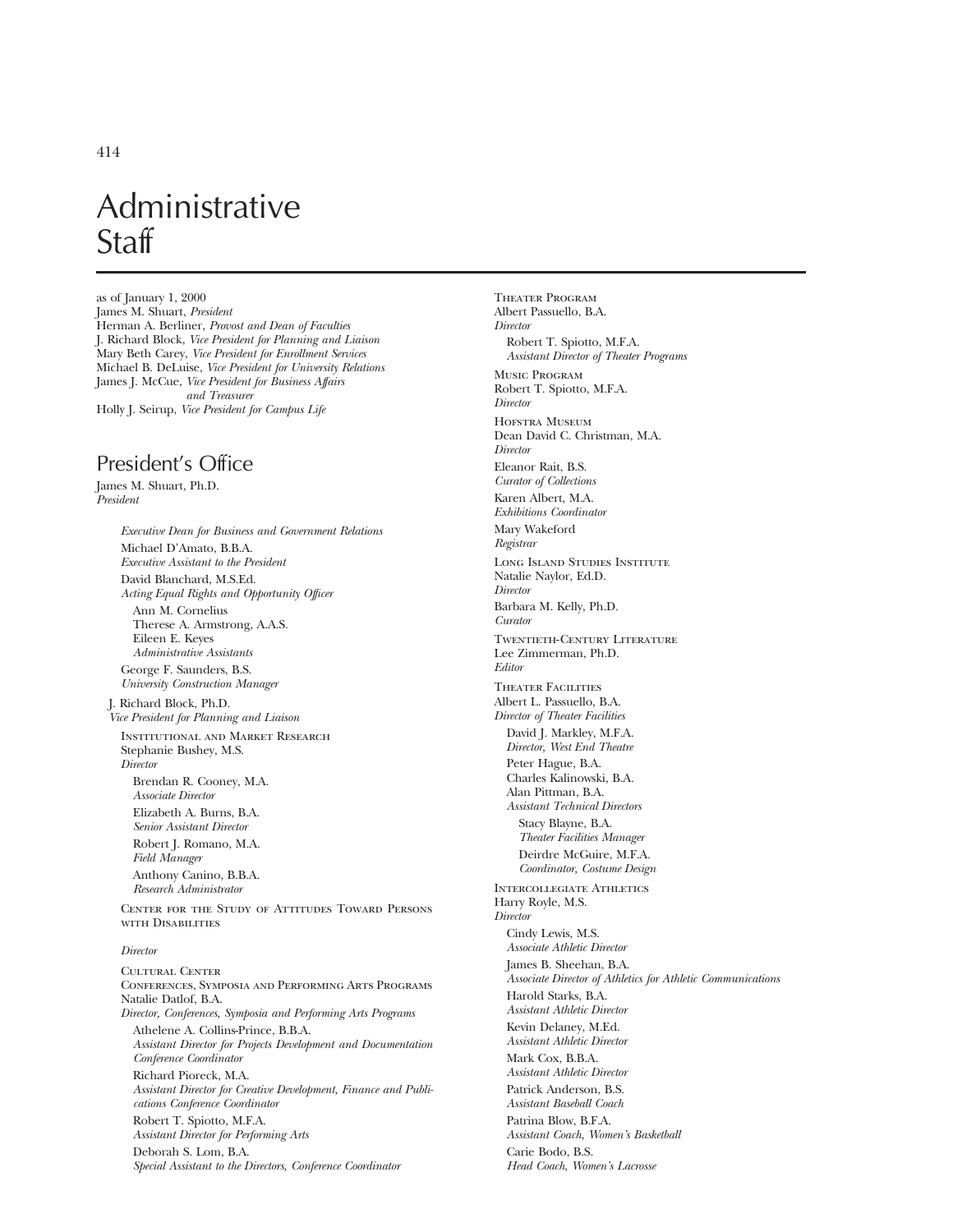# Administrative Staff

as of January 1, 2000
James M. Shuart, *President*
Herman A. Berliner, *Provost and Dean of Faculties*
J. Richard Block, *Vice President for Planning and Liaison*
Mary Beth Carey, *Vice President for Enrollment Services*
Michael B. DeLuise, *Vice President for University Relations*
James J. McCue, *Vice President for Business Affairs and Treasurer*
Holly J. Seirup, *Vice President for Campus Life*

## President's Office

James M. Shuart, Ph.D.
*President*

*Executive Dean for Business and Government Relations*

Michael D'Amato, B.B.A.
*Executive Assistant to the President*

David Blanchard, M.S.Ed.
*Acting Equal Rights and Opportunity Officer*

Ann M. Cornelius
Therese A. Armstrong, A.A.S.
Eileen E. Keyes
*Administrative Assistants*

George F. Saunders, B.S.
*University Construction Manager*

J. Richard Block, Ph.D.
*Vice President for Planning and Liaison*

Institutional and Market Research
Stephanie Bushey, M.S.
*Director*

Brendan R. Cooney, M.A.
*Associate Director*

Elizabeth A. Burns, B.A.
*Senior Assistant Director*

Robert J. Romano, M.A.
*Field Manager*

Anthony Canino, B.B.A.
*Research Administrator*

Center for the Study of Attitudes Toward Persons with Disabilities

*Director*

Cultural Center
Conferences, Symposia and Performing Arts Programs
Natalie Datlof, B.A.
*Director, Conferences, Symposia and Performing Arts Programs*

Athelene A. Collins-Prince, B.B.A.
*Assistant Director for Projects Development and Documentation Conference Coordinator*

Richard Pioreck, M.A.
*Assistant Director for Creative Development, Finance and Publications Conference Coordinator*

Robert T. Spiotto, M.F.A.
*Assistant Director for Performing Arts*

Deborah S. Lom, B.A.
*Special Assistant to the Directors, Conference Coordinator*

Theater Program
Albert Passuello, B.A.
*Director*

Robert T. Spiotto, M.F.A.
*Assistant Director of Theater Programs*

Music Program
Robert T. Spiotto, M.F.A.
*Director*

Hofstra Museum
Dean David C. Christman, M.A.
*Director*

Eleanor Rait, B.S.
*Curator of Collections*

Karen Albert, M.A.
*Exhibitions Coordinator*

Mary Wakeford
*Registrar*

Long Island Studies Institute
Natalie Naylor, Ed.D.
*Director*

Barbara M. Kelly, Ph.D.
*Curator*

Twentieth-Century Literature
Lee Zimmerman, Ph.D.
*Editor*

Theater Facilities
Albert L. Passuello, B.A.
*Director of Theater Facilities*

David J. Markley, M.F.A.
*Director, West End Theatre*

Peter Hague, B.A.
Charles Kalinowski, B.A.
Alan Pittman, B.A.
*Assistant Technical Directors*

Stacy Blayne, B.A.
*Theater Facilities Manager*

Deirdre McGuire, M.F.A.
*Coordinator, Costume Design*

Intercollegiate Athletics
Harry Royle, M.S.
*Director*

Cindy Lewis, M.S.
*Associate Athletic Director*

James B. Sheehan, B.A.
*Associate Director of Athletics for Athletic Communications*

Harold Starks, B.A.
*Assistant Athletic Director*

Kevin Delaney, M.Ed.
*Assistant Athletic Director*

Mark Cox, B.B.A.
*Assistant Athletic Director*

Patrick Anderson, B.S.
*Assistant Baseball Coach*

Patrina Blow, B.F.A.
*Assistant Coach, Women's Basketball*

Carie Bodo, B.S.
*Head Coach, Women's Lacrosse*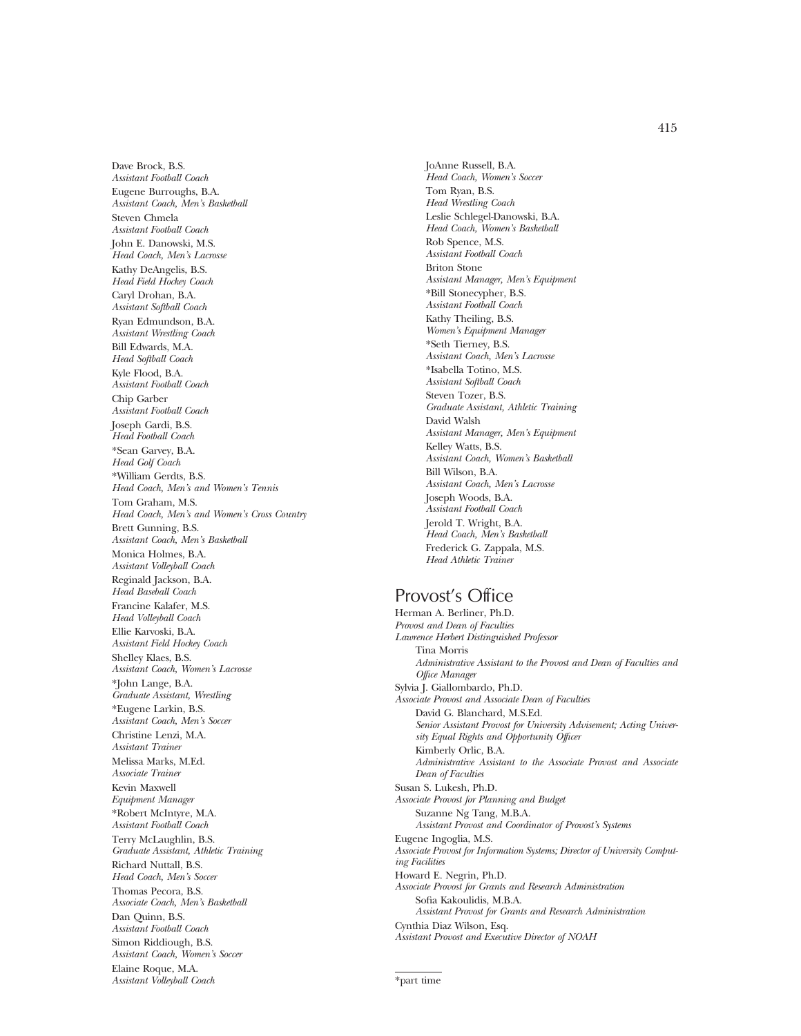Dave Brock, B.S.
*Assistant Football Coach*

Eugene Burroughs, B.A.
*Assistant Coach, Men's Basketball*

Steven Chmela
*Assistant Football Coach*

John E. Danowski, M.S.
*Head Coach, Men's Lacrosse*

Kathy DeAngelis, B.S.
*Head Field Hockey Coach*

Caryl Drohan, B.A.
*Assistant Softball Coach*

Ryan Edmundson, B.A.
*Assistant Wrestling Coach*

Bill Edwards, M.A.
*Head Softball Coach*

Kyle Flood, B.A.
*Assistant Football Coach*

Chip Garber
*Assistant Football Coach*

Joseph Gardi, B.S.
*Head Football Coach*

*Sean Garvey, B.A.
*Head Golf Coach*

*William Gerdts, B.S.
*Head Coach, Men's and Women's Tennis*

Tom Graham, M.S.
*Head Coach, Men's and Women's Cross Country*

Brett Gunning, B.S.
*Assistant Coach, Men's Basketball*

Monica Holmes, B.A.
*Assistant Volleyball Coach*

Reginald Jackson, B.A.
*Head Baseball Coach*

Francine Kalafer, M.S.
*Head Volleyball Coach*

Ellie Karvoski, B.A.
*Assistant Field Hockey Coach*

Shelley Klaes, B.S.
*Assistant Coach, Women's Lacrosse*

*John Lange, B.A.
*Graduate Assistant, Wrestling*

*Eugene Larkin, B.S.
*Assistant Coach, Men's Soccer*

Christine Lenzi, M.A.
*Assistant Trainer*

Melissa Marks, M.Ed.
*Associate Trainer*

Kevin Maxwell
*Equipment Manager*

*Robert McIntyre, M.A.
*Assistant Football Coach*

Terry McLaughlin, B.S.
*Graduate Assistant, Athletic Training*

Richard Nuttall, B.S.
*Head Coach, Men's Soccer*

Thomas Pecora, B.S.
*Associate Coach, Men's Basketball*

Dan Quinn, B.S.
*Assistant Football Coach*

Simon Riddiough, B.S.
*Assistant Coach, Women's Soccer*

Elaine Roque, M.A.
*Assistant Volleyball Coach*

JoAnne Russell, B.A.
*Head Coach, Women's Soccer*

Tom Ryan, B.S.
*Head Wrestling Coach*

Leslie Schlegel-Danowski, B.A.
*Head Coach, Women's Basketball*

Rob Spence, M.S.
*Assistant Football Coach*

Briton Stone
*Assistant Manager, Men's Equipment*

*Bill Stonecypher, B.S.
*Assistant Football Coach*

Kathy Theiling, B.S.
*Women's Equipment Manager*

*Seth Tierney, B.S.
*Assistant Coach, Men's Lacrosse*

*Isabella Totino, M.S.
*Assistant Softball Coach*

Steven Tozer, B.S.
*Graduate Assistant, Athletic Training*

David Walsh
*Assistant Manager, Men's Equipment*

Kelley Watts, B.S.
*Assistant Coach, Women's Basketball*

Bill Wilson, B.A.
*Assistant Coach, Men's Lacrosse*

Joseph Woods, B.A.
*Assistant Football Coach*

Jerold T. Wright, B.A.
*Head Coach, Men's Basketball*

Frederick G. Zappala, M.S.
*Head Athletic Trainer*

## Provost's Office

Herman A. Berliner, Ph.D.
*Provost and Dean of Faculties*
*Lawrence Herbert Distinguished Professor*

> Tina Morris
> *Administrative Assistant to the Provost and Dean of Faculties and Office Manager*

Sylvia J. Giallombardo, Ph.D.
*Associate Provost and Associate Dean of Faculties*

> David G. Blanchard, M.S.Ed.
> *Senior Assistant Provost for University Advisement; Acting University Equal Rights and Opportunity Officer*
>
> Kimberly Orlic, B.A.
> *Administrative Assistant to the Associate Provost and Associate Dean of Faculties*

Susan S. Lukesh, Ph.D.
*Associate Provost for Planning and Budget*

> Suzanne Ng Tang, M.B.A.
> *Assistant Provost and Coordinator of Provost's Systems*

Eugene Ingoglia, M.S.
*Associate Provost for Information Systems; Director of University Computing Facilities*

Howard E. Negrin, Ph.D.
*Associate Provost for Grants and Research Administration*

> Sofia Kakoulidis, M.B.A.
> *Assistant Provost for Grants and Research Administration*

Cynthia Diaz Wilson, Esq.
*Assistant Provost and Executive Director of NOAH*

---

*part time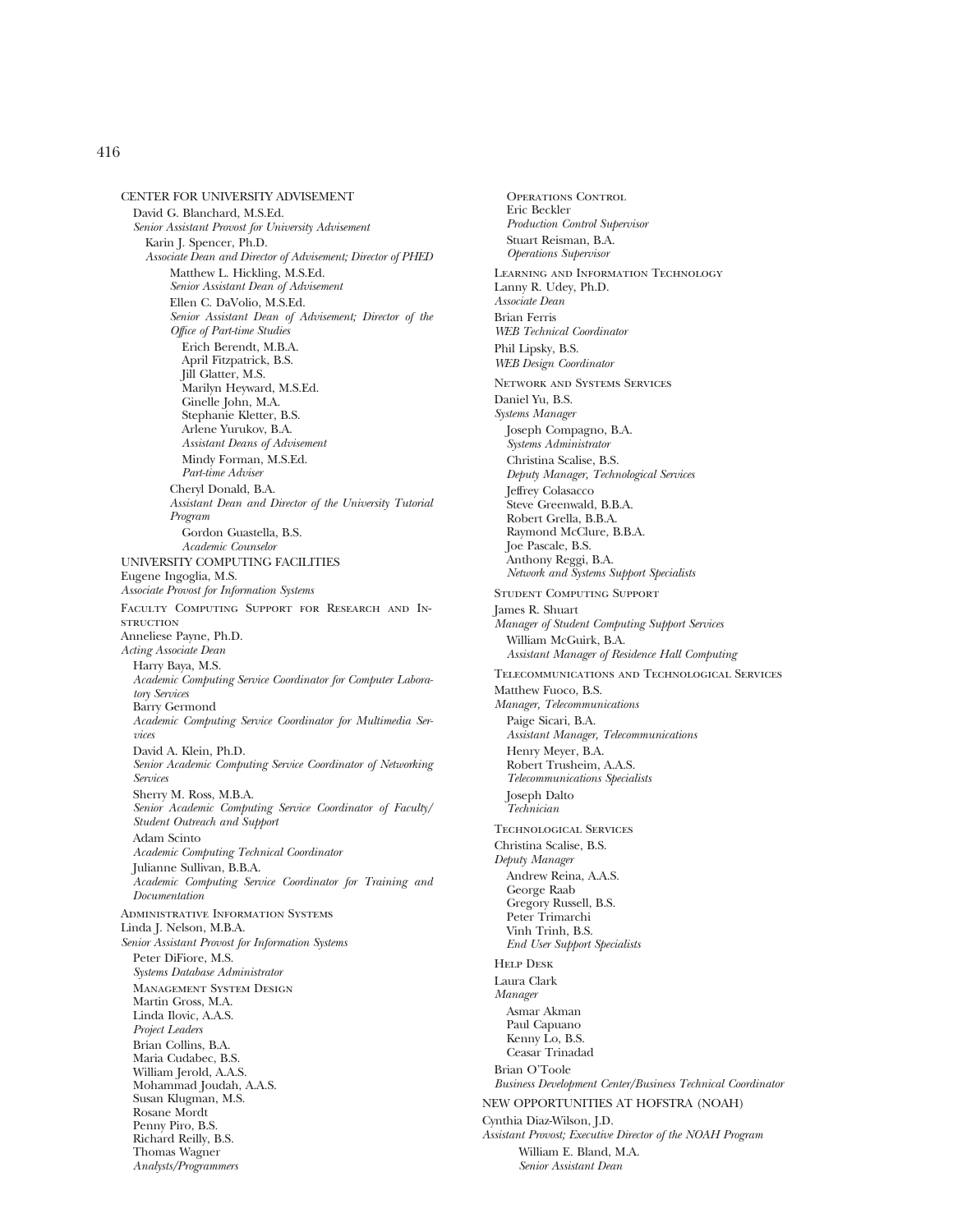## CENTER FOR UNIVERSITY ADVISEMENT

David G. Blanchard, M.S.Ed.
*Senior Assistant Provost for University Advisement*

Karin J. Spencer, Ph.D.
*Associate Dean and Director of Advisement; Director of PHED*

Matthew L. Hickling, M.S.Ed.
*Senior Assistant Dean of Advisement*

Ellen C. DaVolio, M.S.Ed.
*Senior Assistant Dean of Advisement; Director of the Office of Part-time Studies*

Erich Berendt, M.B.A.
April Fitzpatrick, B.S.
Jill Glatter, M.S.
Marilyn Heyward, M.S.Ed.
Ginelle John, M.A.
Stephanie Kletter, B.S.
Arlene Yurukov, B.A.
*Assistant Deans of Advisement*

Mindy Forman, M.S.Ed.
*Part-time Adviser*

Cheryl Donald, B.A.
*Assistant Dean and Director of the University Tutorial Program*

Gordon Guastella, B.S.
*Academic Counselor*

## UNIVERSITY COMPUTING FACILITIES

Eugene Ingoglia, M.S.
*Associate Provost for Information Systems*

### Faculty Computing Support for Research and Instruction

Anneliese Payne, Ph.D.
*Acting Associate Dean*

Harry Baya, M.S.
*Academic Computing Service Coordinator for Computer Laboratory Services*

Barry Germond
*Academic Computing Service Coordinator for Multimedia Services*

David A. Klein, Ph.D.
*Senior Academic Computing Service Coordinator of Networking Services*

Sherry M. Ross, M.B.A.
*Senior Academic Computing Service Coordinator of Faculty/Student Outreach and Support*

Adam Scinto
*Academic Computing Technical Coordinator*

Julianne Sullivan, B.B.A.
*Academic Computing Service Coordinator for Training and Documentation*

### Administrative Information Systems

Linda J. Nelson, M.B.A.
*Senior Assistant Provost for Information Systems*

Peter DiFiore, M.S.
*Systems Database Administrator*

#### Management System Design

Martin Gross, M.A.
Linda Ilovic, A.A.S.
*Project Leaders*

Brian Collins, B.A.
Maria Cudabec, B.S.
William Jerold, A.A.S.
Mohammad Joudah, A.A.S.
Susan Klugman, M.S.
Rosane Mordt
Penny Piro, B.S.
Richard Reilly, B.S.
Thomas Wagner
*Analysts/Programmers*

#### Operations Control

Eric Beckler
*Production Control Supervisor*

Stuart Reisman, B.A.
*Operations Supervisor*

### Learning and Information Technology

Lanny R. Udey, Ph.D.
*Associate Dean*

Brian Ferris
*WEB Technical Coordinator*

Phil Lipsky, B.S.
*WEB Design Coordinator*

### Network and Systems Services

Daniel Yu, B.S.
*Systems Manager*

Joseph Compagno, B.A.
*Systems Administrator*

Christina Scalise, B.S.
*Deputy Manager, Technological Services*

Jeffrey Colasacco
Steve Greenwald, B.B.A.
Robert Grella, B.B.A.
Raymond McClure, B.B.A.
Joe Pascale, B.S.
Anthony Reggi, B.A.
*Network and Systems Support Specialists*

### Student Computing Support

James R. Shuart
*Manager of Student Computing Support Services*

William McGuirk, B.A.
*Assistant Manager of Residence Hall Computing*

### Telecommunications and Technological Services

Matthew Fuoco, B.S.
*Manager, Telecommunications*

Paige Sicari, B.A.
*Assistant Manager, Telecommunications*

Henry Meyer, B.A.
Robert Trusheim, A.A.S.
*Telecommunications Specialists*

Joseph Dalto
*Technician*

### Technological Services

Christina Scalise, B.S.
*Deputy Manager*

Andrew Reina, A.A.S.
George Raab
Gregory Russell, B.S.
Peter Trimarchi
Vinh Trinh, B.S.
*End User Support Specialists*

### Help Desk

Laura Clark
*Manager*

Asmar Akman
Paul Capuano
Kenny Lo, B.S.
Ceasar Trinadad

Brian O'Toole
*Business Development Center/Business Technical Coordinator*

## NEW OPPORTUNITIES AT HOFSTRA (NOAH)

Cynthia Diaz-Wilson, J.D.
*Assistant Provost; Executive Director of the NOAH Program*

William E. Bland, M.A.
*Senior Assistant Dean*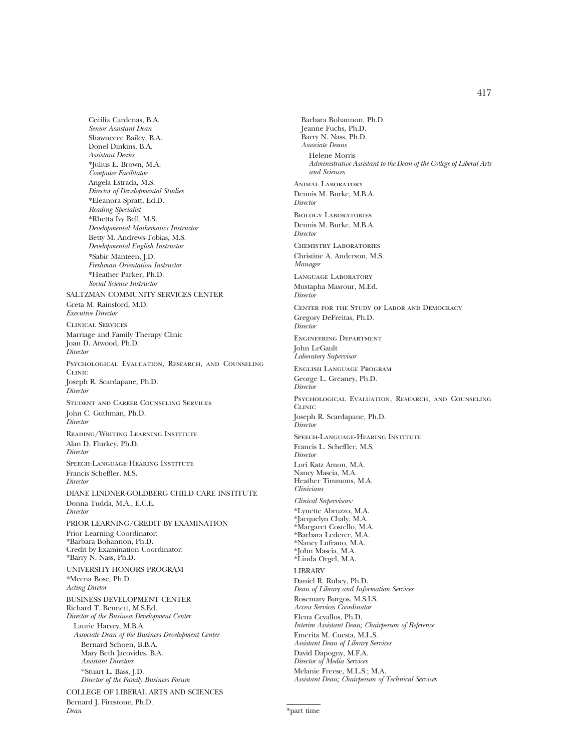Cecilia Cardenas, B.A.
*Senior Assistant Dean*
Shawneece Bailey, B.A.
Donel Dinkins, B.A.
*Assistant Deans*
*Julius E. Brown, M.A.
*Computer Facilitator*
Angela Estrada, M.S.
*Director of Developmental Studies*
*Eleanora Spratt, Ed.D.
*Reading Specialist*
*Rhetta Ivy Bell, M.S.
*Developmental Mathematics Instructor*
Betty M. Andrews-Tobias, M.S.
*Developmental English Instructor*
*Sabir Manteen, J.D.
*Freshman Orientation Instructor*
*Heather Parker, Ph.D.
*Social Science Instructor*

SALTZMAN COMMUNITY SERVICES CENTER
Greta M. Rainsford, M.D.
*Executive Director*

Clinical Services
Marriage and Family Therapy Clinic
Joan D. Atwood, Ph.D.
*Director*

Psychological Evaluation, Research, and Counseling Clinic
Joseph R. Scardapane, Ph.D.
*Director*

Student and Career Counseling Services
John C. Guthman, Ph.D.
*Director*

Reading/Writing Learning Institute
Alan D. Flurkey, Ph.D.
*Director*

Speech-Language-Hearing Institute
Francis Scheffler, M.S.
*Director*

DIANE LINDNER-GOLDBERG CHILD CARE INSTITUTE
Donna Tudda, M.A., E.C.E.
*Director*

PRIOR LEARNING/CREDIT BY EXAMINATION
Prior Learning Coordinator:
*Barbara Bohannon, Ph.D.
Credit by Examination Coordinator:
*Barry N. Nass, Ph.D.

UNIVERSITY HONORS PROGRAM
*Meena Bose, Ph.D.
*Acting Diretor*

BUSINESS DEVELOPMENT CENTER
Richard T. Bennett, M.S.Ed.
*Director of the Business Development Center*
Laurie Harvey, M.B.A.
*Associate Dean of the Business Development Center*
Bernard Schoen, B.B.A.
Mary Beth Jacovides, B.A.
*Assistant Directors*
*Stuart L. Bass, J.D.
*Director of the Family Business Forum*

COLLEGE OF LIBERAL ARTS AND SCIENCES
Bernard J. Firestone, Ph.D.
*Dean*
Barbara Bohannon, Ph.D.
Jeanne Fuchs, Ph.D.
Barry N. Nass, Ph.D.
*Associate Deans*
Helene Morris
*Administrative Assistant to the Dean of the College of Liberal Arts and Sciences*

Animal Laboratory
Dennis M. Burke, M.B.A.
*Director*

Biology Laboratories
Dennis M. Burke, M.B.A.
*Director*

Chemistry Laboratories
Christine A. Anderson, M.S.
*Manager*

Language Laboratory
Mustapha Masrour, M.Ed.
*Director*

Center for the Study of Labor and Democracy
Gregory DeFreitas, Ph.D.
*Director*

Engineering Department
John LeGault
*Laboratory Supervisor*

English Language Program
George L. Greaney, Ph.D.
*Director*

Psychological Evaluation, Research, and Counseling Clinic
Joseph R. Scardapane, Ph.D.
*Director*

Speech-Language-Hearing Institute
Francis L. Scheffler, M.S.
*Director*
Lori Katz Amon, M.A.
Nancy Mascia, M.A.
Heather Timmons, M.A.
*Clinicians*

*Clinical Supervisors:*
*Lynette Abruzzo, M.A.
*Jacquelyn Chaly, M.A.
*Margaret Costello, M.A.
*Barbara Lederer, M.A.
*Nancy Lufrano, M.A.
*John Mascia, M.A.
*Linda Orgel, M.A.

LIBRARY
Daniel R. Rubey, Ph.D.
*Dean of Library and Information Services*
Rosemary Burgos, M.S.I.S.
*Access Services Coordinator*
Elena Cevallos, Ph.D.
*Interim Assistant Dean; Chairperson of Reference*
Emerita M. Cuesta, M.L.S.
*Assistant Dean of Library Services*
David Dapogny, M.F.A.
*Director of Media Services*
Melanie Freese, M.L.S.; M.A.
*Assistant Dean; Chairperson of Technical Services*

*part time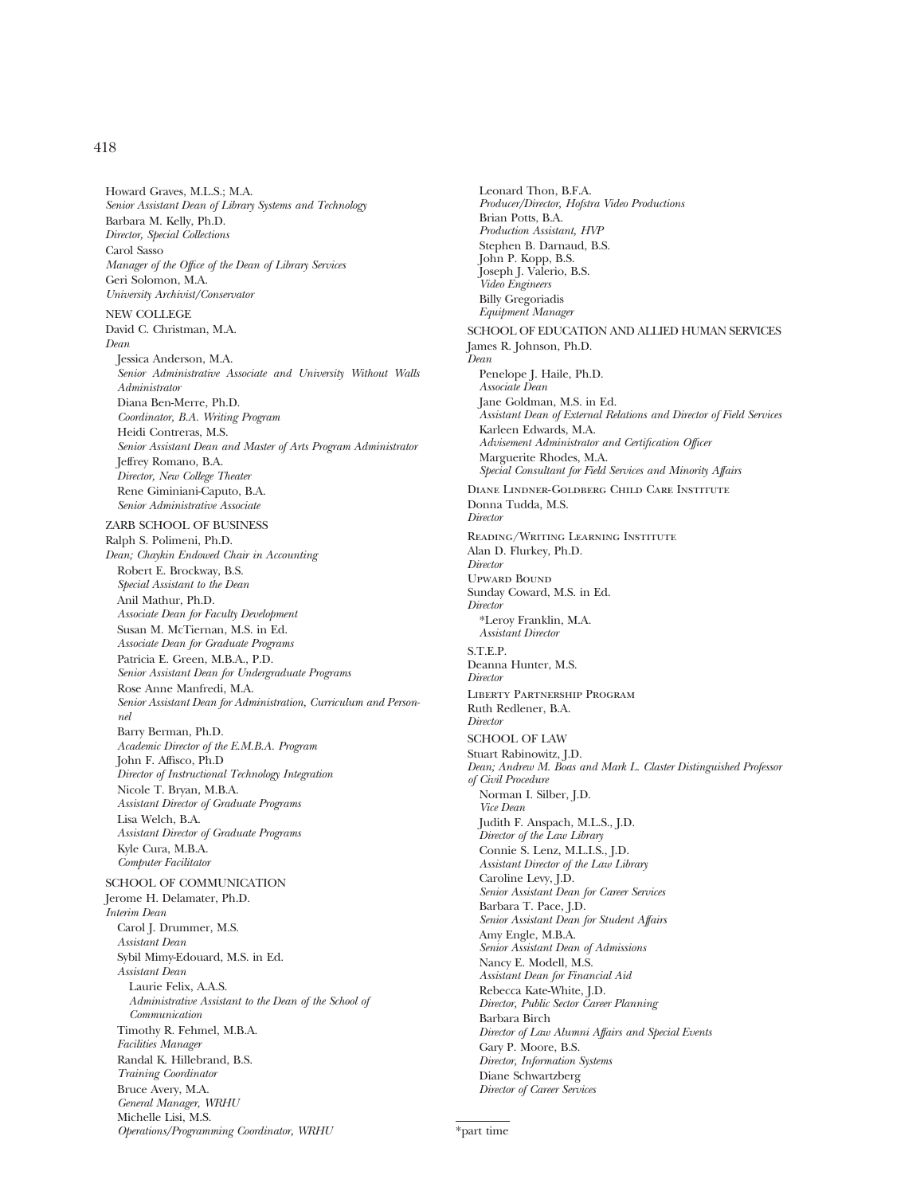Howard Graves, M.L.S.; M.A.
*Senior Assistant Dean of Library Systems and Technology*
Barbara M. Kelly, Ph.D.
*Director, Special Collections*
Carol Sasso
*Manager of the Office of the Dean of Library Services*
Geri Solomon, M.A.
*University Archivist/Conservator*

NEW COLLEGE

David C. Christman, M.A.
*Dean*

Jessica Anderson, M.A.
*Senior Administrative Associate and University Without Walls Administrator*
Diana Ben-Merre, Ph.D.
*Coordinator, B.A. Writing Program*
Heidi Contreras, M.S.
*Senior Assistant Dean and Master of Arts Program Administrator*
Jeffrey Romano, B.A.
*Director, New College Theater*
Rene Giminiani-Caputo, B.A.
*Senior Administrative Associate*

ZARB SCHOOL OF BUSINESS

Ralph S. Polimeni, Ph.D.
*Dean; Chaykin Endowed Chair in Accounting*

Robert E. Brockway, B.S.
*Special Assistant to the Dean*
Anil Mathur, Ph.D.
*Associate Dean for Faculty Development*
Susan M. McTiernan, M.S. in Ed.
*Associate Dean for Graduate Programs*
Patricia E. Green, M.B.A., P.D.
*Senior Assistant Dean for Undergraduate Programs*
Rose Anne Manfredi, M.A.
*Senior Assistant Dean for Administration, Curriculum and Personnel*
Barry Berman, Ph.D.
*Academic Director of the E.M.B.A. Program*
John F. Affisco, Ph.D
*Director of Instructional Technology Integration*
Nicole T. Bryan, M.B.A.
*Assistant Director of Graduate Programs*
Lisa Welch, B.A.
*Assistant Director of Graduate Programs*
Kyle Cura, M.B.A.
*Computer Facilitator*

SCHOOL OF COMMUNICATION

Jerome H. Delamater, Ph.D.
*Interim Dean*

Carol J. Drummer, M.S.
*Assistant Dean*
Sybil Mimy-Edouard, M.S. in Ed.
*Assistant Dean*

Laurie Felix, A.A.S.
*Administrative Assistant to the Dean of the School of Communication*

Timothy R. Fehmel, M.B.A.
*Facilities Manager*
Randal K. Hillebrand, B.S.
*Training Coordinator*
Bruce Avery, M.A.
*General Manager, WRHU*
Michelle Lisi, M.S.
*Operations/Programming Coordinator, WRHU*
Leonard Thon, B.F.A.
*Producer/Director, Hofstra Video Productions*
Brian Potts, B.A.
*Production Assistant, HVP*
Stephen B. Darnaud, B.S.
John P. Kopp, B.S.
Joseph J. Valerio, B.S.
*Video Engineers*
Billy Gregoriadis
*Equipment Manager*

SCHOOL OF EDUCATION AND ALLIED HUMAN SERVICES

James R. Johnson, Ph.D.
*Dean*

Penelope J. Haile, Ph.D.
*Associate Dean*
Jane Goldman, M.S. in Ed.
*Assistant Dean of External Relations and Director of Field Services*
Karleen Edwards, M.A.
*Advisement Administrator and Certification Officer*
Marguerite Rhodes, M.A.
*Special Consultant for Field Services and Minority Affairs*

DIANE LINDNER-GOLDBERG CHILD CARE INSTITUTE

Donna Tudda, M.S.
*Director*

READING/WRITING LEARNING INSTITUTE

Alan D. Flurkey, Ph.D.
*Director*

UPWARD BOUND

Sunday Coward, M.S. in Ed.
*Director*

*Leroy Franklin, M.A.
*Assistant Director*

S.T.E.P.

Deanna Hunter, M.S.
*Director*

LIBERTY PARTNERSHIP PROGRAM

Ruth Redlener, B.A.
*Director*

SCHOOL OF LAW

Stuart Rabinowitz, J.D.
*Dean; Andrew M. Boas and Mark L. Claster Distinguished Professor of Civil Procedure*

Norman I. Silber, J.D.
*Vice Dean*
Judith F. Anspach, M.L.S., J.D.
*Director of the Law Library*
Connie S. Lenz, M.L.I.S., J.D.
*Assistant Director of the Law Library*
Caroline Levy, J.D.
*Senior Assistant Dean for Career Services*
Barbara T. Pace, J.D.
*Senior Assistant Dean for Student Affairs*
Amy Engle, M.B.A.
*Senior Assistant Dean of Admissions*
Nancy E. Modell, M.S.
*Assistant Dean for Financial Aid*
Rebecca Kate-White, J.D.
*Director, Public Sector Career Planning*
Barbara Birch
*Director of Law Alumni Affairs and Special Events*
Gary P. Moore, B.S.
*Director, Information Systems*
Diane Schwartzberg
*Director of Career Services*

*part time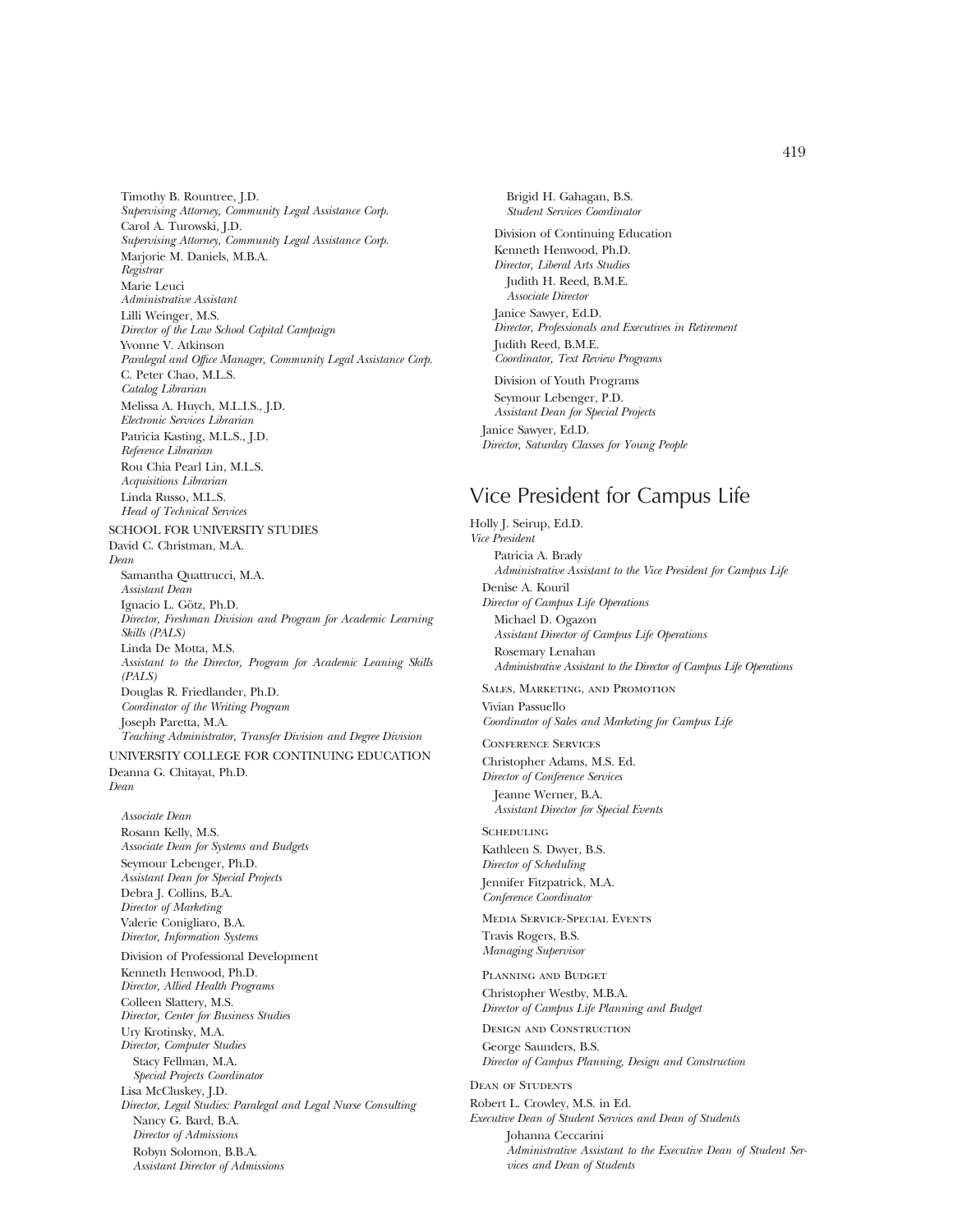Timothy B. Rountree, J.D.
*Supervising Attorney, Community Legal Assistance Corp.*
Carol A. Turowski, J.D.
*Supervising Attorney, Community Legal Assistance Corp.*
Marjorie M. Daniels, M.B.A.
*Registrar*
Marie Leuci
*Administrative Assistant*
Lilli Weinger, M.S.
*Director of the Law School Capital Campaign*
Yvonne V. Atkinson
*Paralegal and Office Manager, Community Legal Assistance Corp.*
C. Peter Chao, M.L.S.
*Catalog Librarian*
Melissa A. Huych, M.L.I.S., J.D.
*Electronic Services Librarian*
Patricia Kasting, M.L.S., J.D.
*Reference Librarian*
Rou Chia Pearl Lin, M.L.S.
*Acquisitions Librarian*
Linda Russo, M.L.S.
*Head of Technical Services*

SCHOOL FOR UNIVERSITY STUDIES

David C. Christman, M.A.
*Dean*
Samantha Quattrucci, M.A.
*Assistant Dean*
Ignacio L. Götz, Ph.D.
*Director, Freshman Division and Program for Academic Learning Skills (PALS)*
Linda De Motta, M.S.
*Assistant to the Director, Program for Academic Leaning Skills (PALS)*
Douglas R. Friedlander, Ph.D.
*Coordinator of the Writing Program*
Joseph Paretta, M.A.
*Teaching Administrator, Transfer Division and Degree Division*

UNIVERSITY COLLEGE FOR CONTINUING EDUCATION

Deanna G. Chitayat, Ph.D.
*Dean*

*Associate Dean*
Rosann Kelly, M.S.
*Associate Dean for Systems and Budgets*
Seymour Lebenger, Ph.D.
*Assistant Dean for Special Projects*
Debra J. Collins, B.A.
*Director of Marketing*
Valerie Conigliaro, B.A.
*Director, Information Systems*

Division of Professional Development

Kenneth Henwood, Ph.D.
*Director, Allied Health Programs*
Colleen Slattery, M.S.
*Director, Center for Business Studies*
Ury Krotinsky, M.A.
*Director, Computer Studies*
Stacy Fellman, M.A.
*Special Projects Coordinator*
Lisa McCluskey, J.D.
*Director, Legal Studies: Paralegal and Legal Nurse Consulting*
Nancy G. Bard, B.A.
*Director of Admissions*
Robyn Solomon, B.B.A.
*Assistant Director of Admissions*
Brigid H. Gahagan, B.S.
*Student Services Coordinator*

Division of Continuing Education

Kenneth Henwood, Ph.D.
*Director, Liberal Arts Studies*
Judith H. Reed, B.M.E.
*Associate Director*
Janice Sawyer, Ed.D.
*Director, Professionals and Executives in Retirement*
Judith Reed, B.M.E.
*Coordinator, Text Review Programs*

Division of Youth Programs

Seymour Lebenger, P.D.
*Assistant Dean for Special Projects*
Janice Sawyer, Ed.D.
*Director, Saturday Classes for Young People*

## Vice President for Campus Life

Holly J. Seirup, Ed.D.
*Vice President*
Patricia A. Brady
*Administrative Assistant to the Vice President for Campus Life*
Denise A. Kouril
*Director of Campus Life Operations*
Michael D. Ogazon
*Assistant Director of Campus Life Operations*
Rosemary Lenahan
*Administrative Assistant to the Director of Campus Life Operations*

Sales, Marketing, and Promotion

Vivian Passuello
*Coordinator of Sales and Marketing for Campus Life*

Conference Services

Christopher Adams, M.S. Ed.
*Director of Conference Services*
Jeanne Werner, B.A.
*Assistant Director for Special Events*

Scheduling

Kathleen S. Dwyer, B.S.
*Director of Scheduling*
Jennifer Fitzpatrick, M.A.
*Conference Coordinator*

Media Service-Special Events

Travis Rogers, B.S.
*Managing Supervisor*

Planning and Budget

Christopher Westby, M.B.A.
*Director of Campus Life Planning and Budget*

Design and Construction

George Saunders, B.S.
*Director of Campus Planning, Design and Construction*

Dean of Students

Robert L. Crowley, M.S. in Ed.
*Executive Dean of Student Services and Dean of Students*
Johanna Ceccarini
*Administrative Assistant to the Executive Dean of Student Services and Dean of Students*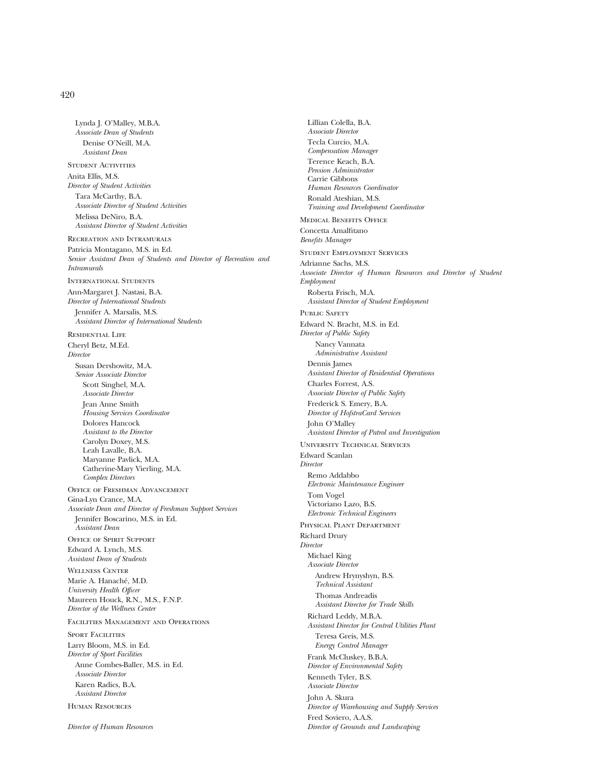Lynda J. O'Malley, M.B.A.
*Associate Dean of Students*

Denise O'Neill, M.A.
*Assistant Dean*

### Student Activities

Anita Ellis, M.S.
*Director of Student Activities*

Tara McCarthy, B.A.
*Associate Director of Student Activities*

Melissa DeNiro, B.A.
*Assistant Director of Student Activities*

### Recreation and Intramurals

Patricia Montagano, M.S. in Ed.
*Senior Assistant Dean of Students and Director of Recreation and Intramurals*

### International Students

Ann-Margaret J. Nastasi, B.A.
*Director of International Students*

Jennifer A. Marsalis, M.S.
*Assistant Director of International Students*

### Residential Life

Cheryl Betz, M.Ed.
*Director*

Susan Dershowitz, M.A.
*Senior Associate Director*

Scott Singhel, M.A.
*Associate Director*

Jean Anne Smith
*Housing Services Coordinator*

Dolores Hancock
*Assistant to the Director*

Carolyn Doxey, M.S.
Leah Lavalle, B.A.
Maryanne Pavlick, M.A.
Catherine-Mary Vierling, M.A.
*Complex Directors*

### Office of Freshman Advancement

Gina-Lyn Crance, M.A.
*Associate Dean and Director of Freshman Support Services*

Jennifer Boscarino, M.S. in Ed.
*Assistant Dean*

### Office of Spirit Support

Edward A. Lynch, M.S.
*Assistant Dean of Students*

### Wellness Center

Marie A. Hanaché, M.D.
*University Health Officer*

Maureen Houck, R.N., M.S., F.N.P.
*Director of the Wellness Center*

## Facilities Management and Operations

### Sport Facilities

Larry Bloom, M.S. in Ed.
*Director of Sport Facilities*

Anne Combes-Baller, M.S. in Ed.
*Associate Director*

Karen Radics, B.A.
*Assistant Director*

### Human Resources

*Director of Human Resources*

Lillian Colella, B.A.
*Associate Director*

Tecla Curcio, M.A.
*Compensation Manager*

Terence Keach, B.A.
*Pension Administrator*

Carrie Gibbons
*Human Resources Coordinator*

Ronald Ateshian, M.S.
*Training and Development Coordinator*

### Medical Benefits Office

Concetta Amalfitano
*Benefits Manager*

### Student Employment Services

Adrianne Sachs, M.S.
*Associate Director of Human Resources and Director of Student Employment*

Roberta Frisch, M.A.
*Assistant Director of Student Employment*

### Public Safety

Edward N. Bracht, M.S. in Ed.
*Director of Public Safety*

Nancy Vannata
*Administrative Assistant*

Dennis James
*Assistant Director of Residential Operations*

Charles Forrest, A.S.
*Associate Director of Public Safety*

Frederick S. Emery, B.A.
*Director of HofstraCard Services*

John O'Malley
*Assistant Director of Patrol and Investigation*

### University Technical Services

Edward Scanlan
*Director*

Remo Addabbo
*Electronic Maintenance Engineer*

Tom Vogel
Victoriano Lazo, B.S.
*Electronic Technical Engineers*

### Physical Plant Department

Richard Drury
*Director*

Michael King
*Associate Director*

Andrew Hrynyshyn, B.S.
*Technical Assistant*

Thomas Andreadis
*Assistant Director for Trade Skills*

Richard Leddy, M.B.A.
*Assistant Director for Central Utilities Plant*

Teresa Greis, M.S.
*Energy Control Manager*

Frank McCluskey, B.B.A.
*Director of Environmental Safety*

Kenneth Tyler, B.S.
*Associate Director*

John A. Skura
*Director of Warehousing and Supply Services*

Fred Soviero, A.A.S.
*Director of Grounds and Landscaping*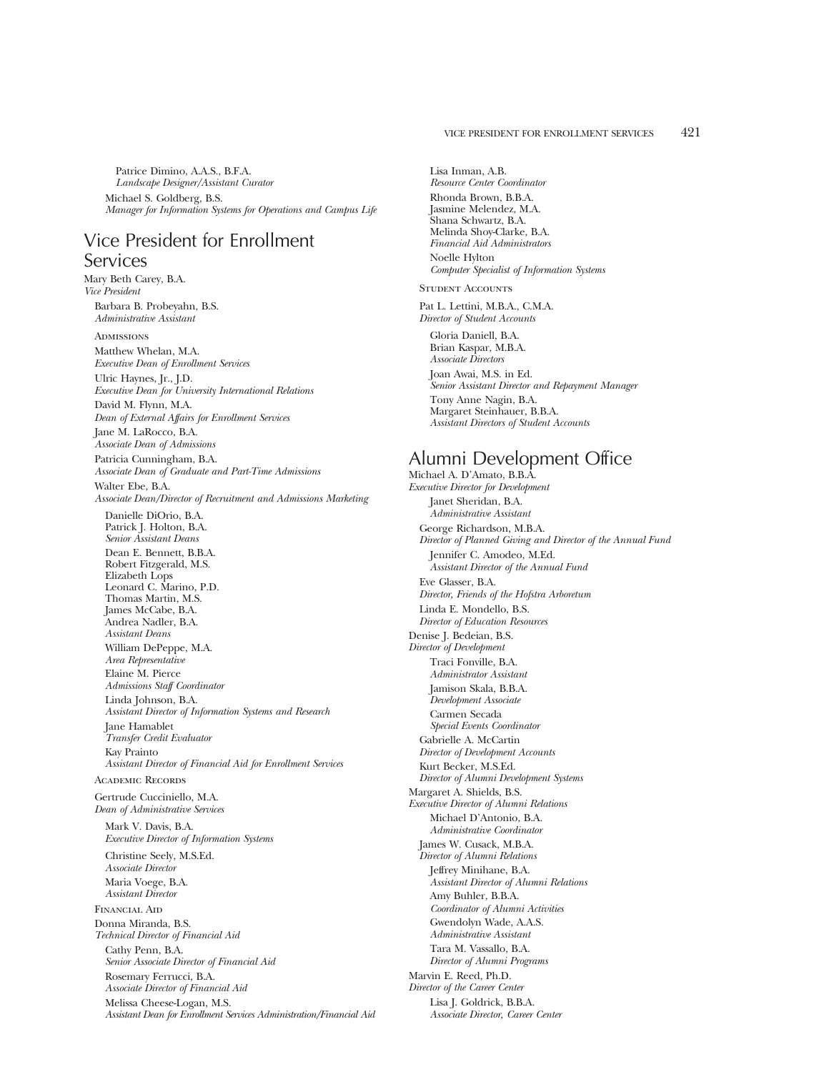Patrice Dimino, A.A.S., B.F.A.
*Landscape Designer/Assistant Curator*

Michael S. Goldberg, B.S.
*Manager for Information Systems for Operations and Campus Life*

## Vice President for Enrollment Services

Mary Beth Carey, B.A.
*Vice President*

Barbara B. Probeyahn, B.S.
*Administrative Assistant*

### Admissions

Matthew Whelan, M.A.
*Executive Dean of Enrollment Services*

Ulric Haynes, Jr., J.D.
*Executive Dean for University International Relations*

David M. Flynn, M.A.
*Dean of External Affairs for Enrollment Services*

Jane M. LaRocco, B.A.
*Associate Dean of Admissions*

Patricia Cunningham, B.A.
*Associate Dean of Graduate and Part-Time Admissions*

Walter Ebe, B.A.
*Associate Dean/Director of Recruitment and Admissions Marketing*

Danielle DiOrio, B.A.
Patrick J. Holton, B.A.
*Senior Assistant Deans*

Dean E. Bennett, B.B.A.
Robert Fitzgerald, M.S.
Elizabeth Lops
Leonard C. Marino, P.D.
Thomas Martin, M.S.
James McCabe, B.A.
Andrea Nadler, B.A.
*Assistant Deans*

William DePeppe, M.A.
*Area Representative*

Elaine M. Pierce
*Admissions Staff Coordinator*

Linda Johnson, B.A.
*Assistant Director of Information Systems and Research*

Jane Hamablet
*Transfer Credit Evaluator*

Kay Prainto
*Assistant Director of Financial Aid for Enrollment Services*

### Academic Records

Gertrude Cucciniello, M.A.
*Dean of Administrative Services*

Mark V. Davis, B.A.
*Executive Director of Information Systems*

Christine Seely, M.S.Ed.
*Associate Director*

Maria Voege, B.A.
*Assistant Director*

### Financial Aid

Donna Miranda, B.S.
*Technical Director of Financial Aid*

Cathy Penn, B.A.
*Senior Associate Director of Financial Aid*

Rosemary Ferrucci, B.A.
*Associate Director of Financial Aid*

Melissa Cheese-Logan, M.S.
*Assistant Dean for Enrollment Services Administration/Financial Aid*

Lisa Inman, A.B.
*Resource Center Coordinator*

Rhonda Brown, B.B.A.
Jasmine Melendez, M.A.
Shana Schwartz, B.A.
Melinda Shoy-Clarke, B.A.
*Financial Aid Administrators*

Noelle Hylton
*Computer Specialist of Information Systems*

### Student Accounts

Pat L. Lettini, M.B.A., C.M.A.
*Director of Student Accounts*

Gloria Daniell, B.A.
Brian Kaspar, M.B.A.
*Associate Directors*

Joan Awai, M.S. in Ed.
*Senior Assistant Director and Repayment Manager*

Tony Anne Nagin, B.A.
Margaret Steinhauer, B.B.A.
*Assistant Directors of Student Accounts*

## Alumni Development Office

Michael A. D'Amato, B.B.A.
*Executive Director for Development*

Janet Sheridan, B.A.
*Administrative Assistant*

George Richardson, M.B.A.
*Director of Planned Giving and Director of the Annual Fund*

Jennifer C. Amodeo, M.Ed.
*Assistant Director of the Annual Fund*

Eve Glasser, B.A.
*Director, Friends of the Hofstra Arboretum*

Linda E. Mondello, B.S.
*Director of Education Resources*

Denise J. Bedeian, B.S.
*Director of Development*

Traci Fonville, B.A.
*Administrator Assistant*

Jamison Skala, B.B.A.
*Development Associate*

Carmen Secada
*Special Events Coordinator*

Gabrielle A. McCartin
*Director of Development Accounts*

Kurt Becker, M.S.Ed.
*Director of Alumni Development Systems*

Margaret A. Shields, B.S.
*Executive Director of Alumni Relations*

Michael D'Antonio, B.A.
*Administrative Coordinator*

James W. Cusack, M.B.A.
*Director of Alumni Relations*

Jeffrey Minihane, B.A.
*Assistant Director of Alumni Relations*

Amy Buhler, B.B.A.
*Coordinator of Alumni Activities*

Gwendolyn Wade, A.A.S.
*Administrative Assistant*

Tara M. Vassallo, B.A.
*Director of Alumni Programs*

Marvin E. Reed, Ph.D.
*Director of the Career Center*

Lisa J. Goldrick, B.B.A.
*Associate Director, Career Center*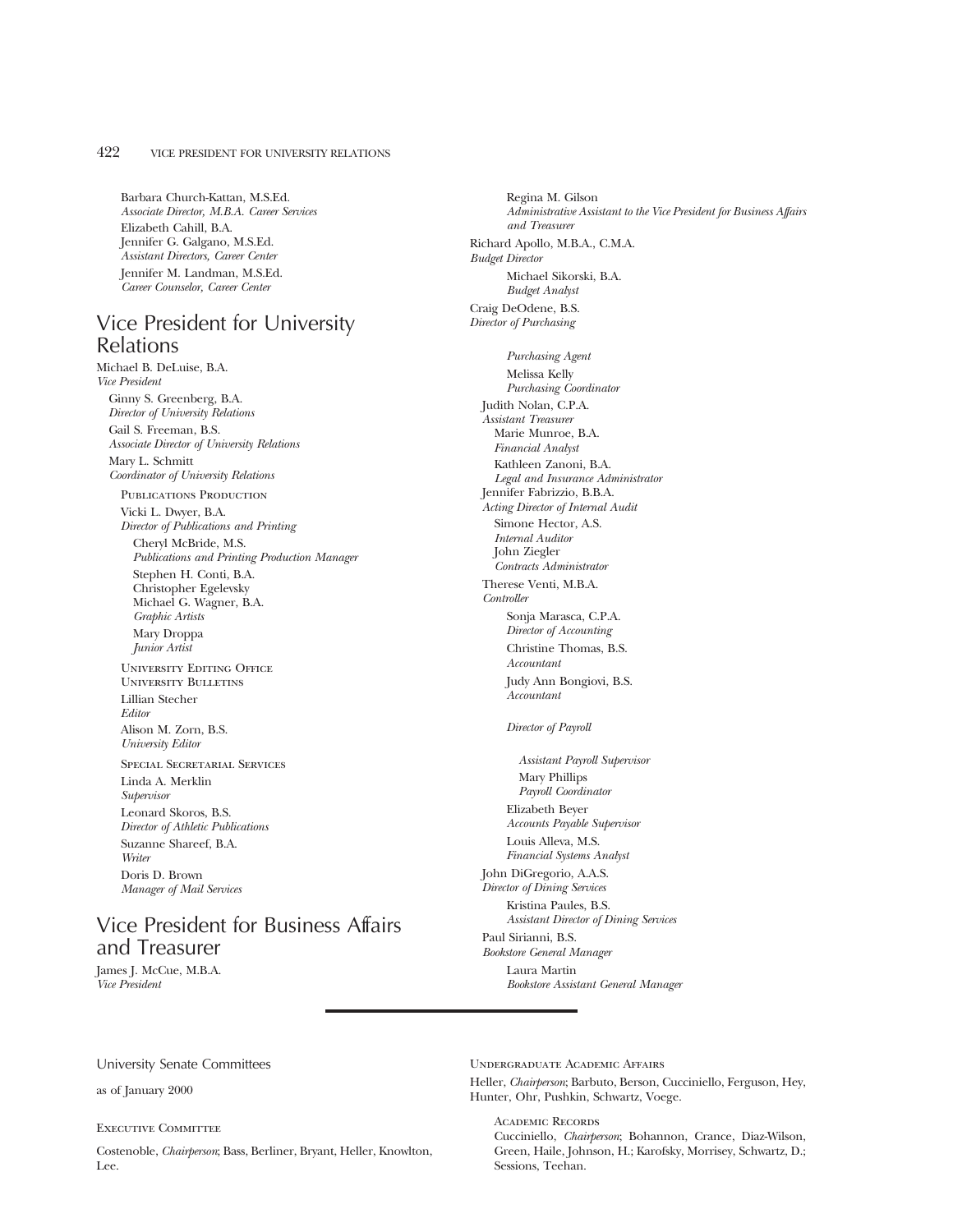Barbara Church-Kattan, M.S.Ed.
*Associate Director, M.B.A. Career Services*

Elizabeth Cahill, B.A.
Jennifer G. Galgano, M.S.Ed.
*Assistant Directors, Career Center*

Jennifer M. Landman, M.S.Ed.
*Career Counselor, Career Center*

## Vice President for University Relations

Michael B. DeLuise, B.A.
*Vice President*

Ginny S. Greenberg, B.A.
*Director of University Relations*

Gail S. Freeman, B.S.
*Associate Director of University Relations*

Mary L. Schmitt
*Coordinator of University Relations*

Publications Production

Vicki L. Dwyer, B.A.
*Director of Publications and Printing*

Cheryl McBride, M.S.
*Publications and Printing Production Manager*

Stephen H. Conti, B.A.
Christopher Egelevsky
Michael G. Wagner, B.A.
*Graphic Artists*

Mary Droppa
*Junior Artist*

University Editing Office
University Bulletins

Lillian Stecher
*Editor*

Alison M. Zorn, B.S.
*University Editor*

Special Secretarial Services

Linda A. Merklin
*Supervisor*

Leonard Skoros, B.S.
*Director of Athletic Publications*

Suzanne Shareef, B.A.
*Writer*

Doris D. Brown
*Manager of Mail Services*

## Vice President for Business Affairs and Treasurer

James J. McCue, M.B.A.
*Vice President*

Regina M. Gilson
*Administrative Assistant to the Vice President for Business Affairs and Treasurer*

Richard Apollo, M.B.A., C.M.A.
*Budget Director*

Michael Sikorski, B.A.
*Budget Analyst*

Craig DeOdene, B.S.
*Director of Purchasing*

*Purchasing Agent*

Melissa Kelly
*Purchasing Coordinator*

Judith Nolan, C.P.A.
*Assistant Treasurer*

Marie Munroe, B.A.
*Financial Analyst*

Kathleen Zanoni, B.A.
*Legal and Insurance Administrator*

Jennifer Fabrizzio, B.B.A.
*Acting Director of Internal Audit*

Simone Hector, A.S.
*Internal Auditor*

John Ziegler
*Contracts Administrator*

Therese Venti, M.B.A.
*Controller*

Sonja Marasca, C.P.A.
*Director of Accounting*

Christine Thomas, B.S.
*Accountant*

Judy Ann Bongiovi, B.S.
*Accountant*

*Director of Payroll*

*Assistant Payroll Supervisor*

Mary Phillips
*Payroll Coordinator*

Elizabeth Beyer
*Accounts Payable Supervisor*

Louis Alleva, M.S.
*Financial Systems Analyst*

John DiGregorio, A.A.S.
*Director of Dining Services*

Kristina Paules, B.S.
*Assistant Director of Dining Services*

Paul Sirianni, B.S.
*Bookstore General Manager*

Laura Martin
*Bookstore Assistant General Manager*

---

University Senate Committees

as of January 2000

Executive Committee

Costenoble, *Chairperson*; Bass, Berliner, Bryant, Heller, Knowlton, Lee.

Undergraduate Academic Affairs

Heller, *Chairperson*; Barbuto, Berson, Cucciniello, Ferguson, Hey, Hunter, Ohr, Pushkin, Schwartz, Voege.

Academic Records

Cucciniello, *Chairperson*; Bohannon, Crance, Diaz-Wilson, Green, Haile, Johnson, H.; Karofsky, Morrisey, Schwartz, D.; Sessions, Teehan.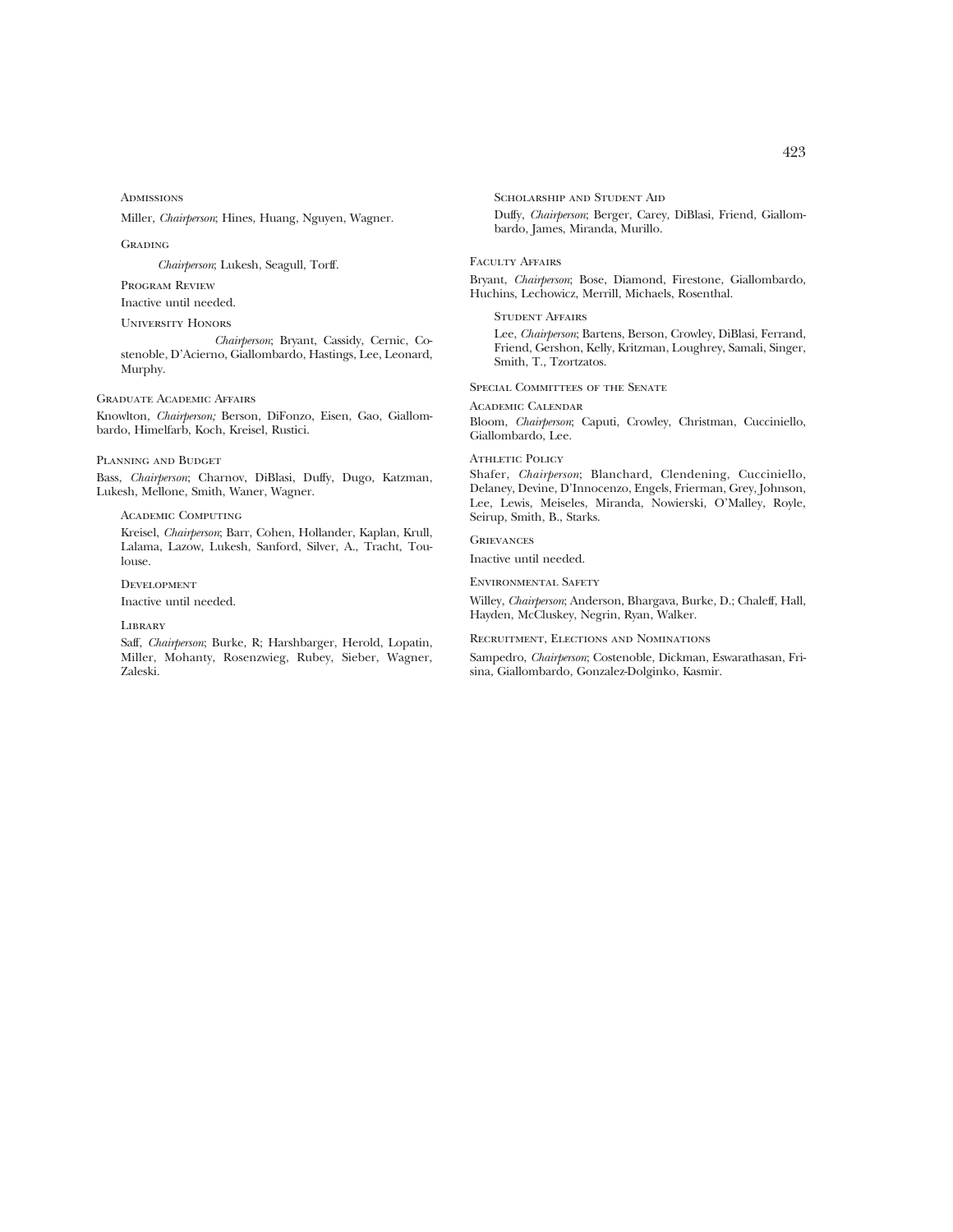### Admissions

Miller, *Chairperson*; Hines, Huang, Nguyen, Wagner.

### Grading

*Chairperson*; Lukesh, Seagull, Torff.

### Program Review

Inactive until needed.

### University Honors

*Chairperson*; Bryant, Cassidy, Cernic, Costenoble, D'Acierno, Giallombardo, Hastings, Lee, Leonard, Murphy.

## Graduate Academic Affairs

Knowlton, *Chairperson;* Berson, DiFonzo, Eisen, Gao, Giallombardo, Himelfarb, Koch, Kreisel, Rustici.

## Planning and Budget

Bass, *Chairperson*; Charnov, DiBlasi, Duffy, Dugo, Katzman, Lukesh, Mellone, Smith, Waner, Wagner.

### Academic Computing

Kreisel, *Chairperson*; Barr, Cohen, Hollander, Kaplan, Krull, Lalama, Lazow, Lukesh, Sanford, Silver, A., Tracht, Toulouse.

### Development

Inactive until needed.

### Library

Saff, *Chairperson*; Burke, R; Harshbarger, Herold, Lopatin, Miller, Mohanty, Rosenzwieg, Rubey, Sieber, Wagner, Zaleski.

### Scholarship and Student Aid

Duffy, *Chairperson*; Berger, Carey, DiBlasi, Friend, Giallombardo, James, Miranda, Murillo.

## Faculty Affairs

Bryant, *Chairperson*; Bose, Diamond, Firestone, Giallombardo, Huchins, Lechowicz, Merrill, Michaels, Rosenthal.

### Student Affairs

Lee, *Chairperson*; Bartens, Berson, Crowley, DiBlasi, Ferrand, Friend, Gershon, Kelly, Kritzman, Loughrey, Samali, Singer, Smith, T., Tzortzatos.

## Special Committees of the Senate

### Academic Calendar

Bloom, *Chairperson*; Caputi, Crowley, Christman, Cucciniello, Giallombardo, Lee.

### Athletic Policy

Shafer, *Chairperson*; Blanchard, Clendening, Cucciniello, Delaney, Devine, D'Innocenzo, Engels, Frierman, Grey, Johnson, Lee, Lewis, Meiseles, Miranda, Nowierski, O'Malley, Royle, Seirup, Smith, B., Starks.

### Grievances

Inactive until needed.

### Environmental Safety

Willey, *Chairperson*; Anderson, Bhargava, Burke, D.; Chaleff, Hall, Hayden, McCluskey, Negrin, Ryan, Walker.

### Recruitment, Elections and Nominations

Sampedro, *Chairperson*; Costenoble, Dickman, Eswarathasan, Frisina, Giallombardo, Gonzalez-Dolginko, Kasmir.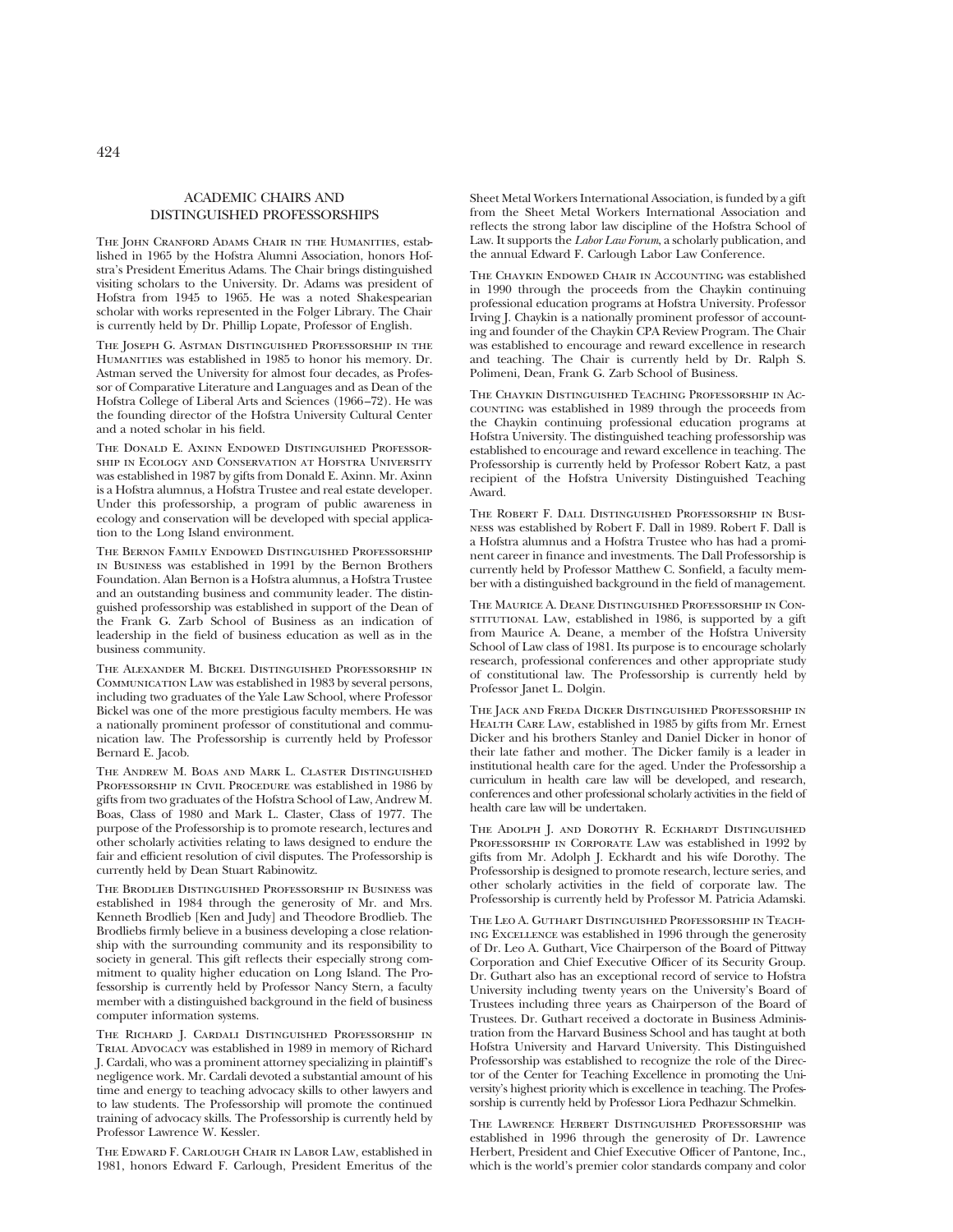## ACADEMIC CHAIRS AND DISTINGUISHED PROFESSORSHIPS

The John Cranford Adams Chair in the Humanities, established in 1965 by the Hofstra Alumni Association, honors Hofstra's President Emeritus Adams. The Chair brings distinguished visiting scholars to the University. Dr. Adams was president of Hofstra from 1945 to 1965. He was a noted Shakespearian scholar with works represented in the Folger Library. The Chair is currently held by Dr. Phillip Lopate, Professor of English.

The Joseph G. Astman Distinguished Professorship in the Humanities was established in 1985 to honor his memory. Dr. Astman served the University for almost four decades, as Professor of Comparative Literature and Languages and as Dean of the Hofstra College of Liberal Arts and Sciences (1966–72). He was the founding director of the Hofstra University Cultural Center and a noted scholar in his field.

The Donald E. Axinn Endowed Distinguished Professorship in Ecology and Conservation at Hofstra University was established in 1987 by gifts from Donald E. Axinn. Mr. Axinn is a Hofstra alumnus, a Hofstra Trustee and real estate developer. Under this professorship, a program of public awareness in ecology and conservation will be developed with special application to the Long Island environment.

The Bernon Family Endowed Distinguished Professorship in Business was established in 1991 by the Bernon Brothers Foundation. Alan Bernon is a Hofstra alumnus, a Hofstra Trustee and an outstanding business and community leader. The distinguished professorship was established in support of the Dean of the Frank G. Zarb School of Business as an indication of leadership in the field of business education as well as in the business community.

The Alexander M. Bickel Distinguished Professorship in Communication Law was established in 1983 by several persons, including two graduates of the Yale Law School, where Professor Bickel was one of the more prestigious faculty members. He was a nationally prominent professor of constitutional and communication law. The Professorship is currently held by Professor Bernard E. Jacob.

The Andrew M. Boas and Mark L. Claster Distinguished Professorship in Civil Procedure was established in 1986 by gifts from two graduates of the Hofstra School of Law, Andrew M. Boas, Class of 1980 and Mark L. Claster, Class of 1977. The purpose of the Professorship is to promote research, lectures and other scholarly activities relating to laws designed to endure the fair and efficient resolution of civil disputes. The Professorship is currently held by Dean Stuart Rabinowitz.

The Brodlieb Distinguished Professorship in Business was established in 1984 through the generosity of Mr. and Mrs. Kenneth Brodlieb [Ken and Judy] and Theodore Brodlieb. The Brodliebs firmly believe in a business developing a close relationship with the surrounding community and its responsibility to society in general. This gift reflects their especially strong commitment to quality higher education on Long Island. The Professorship is currently held by Professor Nancy Stern, a faculty member with a distinguished background in the field of business computer information systems.

The Richard J. Cardali Distinguished Professorship in Trial Advocacy was established in 1989 in memory of Richard J. Cardali, who was a prominent attorney specializing in plaintiff's negligence work. Mr. Cardali devoted a substantial amount of his time and energy to teaching advocacy skills to other lawyers and to law students. The Professorship will promote the continued training of advocacy skills. The Professorship is currently held by Professor Lawrence W. Kessler.

The Edward F. Carlough Chair in Labor Law, established in 1981, honors Edward F. Carlough, President Emeritus of the Sheet Metal Workers International Association, is funded by a gift from the Sheet Metal Workers International Association and reflects the strong labor law discipline of the Hofstra School of Law. It supports the *Labor Law Forum*, a scholarly publication, and the annual Edward F. Carlough Labor Law Conference.

The Chaykin Endowed Chair in Accounting was established in 1990 through the proceeds from the Chaykin continuing professional education programs at Hofstra University. Professor Irving J. Chaykin is a nationally prominent professor of accounting and founder of the Chaykin CPA Review Program. The Chair was established to encourage and reward excellence in research and teaching. The Chair is currently held by Dr. Ralph S. Polimeni, Dean, Frank G. Zarb School of Business.

The Chaykin Distinguished Teaching Professorship in Accounting was established in 1989 through the proceeds from the Chaykin continuing professional education programs at Hofstra University. The distinguished teaching professorship was established to encourage and reward excellence in teaching. The Professorship is currently held by Professor Robert Katz, a past recipient of the Hofstra University Distinguished Teaching Award.

The Robert F. Dall Distinguished Professorship in Business was established by Robert F. Dall in 1989. Robert F. Dall is a Hofstra alumnus and a Hofstra Trustee who has had a prominent career in finance and investments. The Dall Professorship is currently held by Professor Matthew C. Sonfield, a faculty member with a distinguished background in the field of management.

The Maurice A. Deane Distinguished Professorship in Constitutional Law, established in 1986, is supported by a gift from Maurice A. Deane, a member of the Hofstra University School of Law class of 1981. Its purpose is to encourage scholarly research, professional conferences and other appropriate study of constitutional law. The Professorship is currently held by Professor Janet L. Dolgin.

The Jack and Freda Dicker Distinguished Professorship in Health Care Law, established in 1985 by gifts from Mr. Ernest Dicker and his brothers Stanley and Daniel Dicker in honor of their late father and mother. The Dicker family is a leader in institutional health care for the aged. Under the Professorship a curriculum in health care law will be developed, and research, conferences and other professional scholarly activities in the field of health care law will be undertaken.

The Adolph J. and Dorothy R. Eckhardt Distinguished Professorship in Corporate Law was established in 1992 by gifts from Mr. Adolph J. Eckhardt and his wife Dorothy. The Professorship is designed to promote research, lecture series, and other scholarly activities in the field of corporate law. The Professorship is currently held by Professor M. Patricia Adamski.

The Leo A. Guthart Distinguished Professorship in Teaching Excellence was established in 1996 through the generosity of Dr. Leo A. Guthart, Vice Chairperson of the Board of Pittway Corporation and Chief Executive Officer of its Security Group. Dr. Guthart also has an exceptional record of service to Hofstra University including twenty years on the University's Board of Trustees including three years as Chairperson of the Board of Trustees. Dr. Guthart received a doctorate in Business Administration from the Harvard Business School and has taught at both Hofstra University and Harvard University. This Distinguished Professorship was established to recognize the role of the Director of the Center for Teaching Excellence in promoting the University's highest priority which is excellence in teaching. The Professorship is currently held by Professor Liora Pedhazur Schmelkin.

The Lawrence Herbert Distinguished Professorship was established in 1996 through the generosity of Dr. Lawrence Herbert, President and Chief Executive Officer of Pantone, Inc., which is the world's premier color standards company and color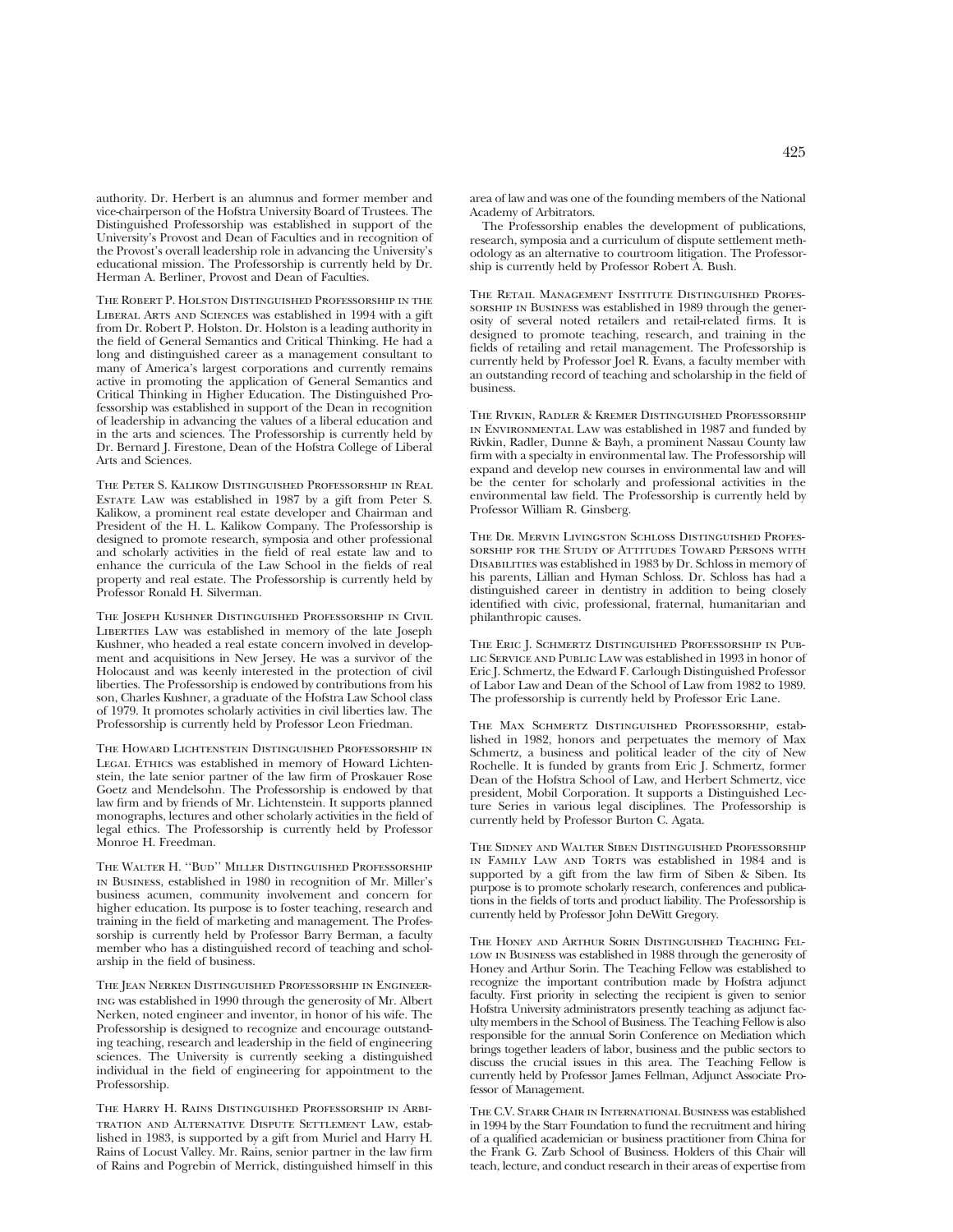authority. Dr. Herbert is an alumnus and former member and vice-chairperson of the Hofstra University Board of Trustees. The Distinguished Professorship was established in support of the University's Provost and Dean of Faculties and in recognition of the Provost's overall leadership role in advancing the University's educational mission. The Professorship is currently held by Dr. Herman A. Berliner, Provost and Dean of Faculties.

The Robert P. Holston Distinguished Professorship in the Liberal Arts and Sciences was established in 1994 with a gift from Dr. Robert P. Holston. Dr. Holston is a leading authority in the field of General Semantics and Critical Thinking. He had a long and distinguished career as a management consultant to many of America's largest corporations and currently remains active in promoting the application of General Semantics and Critical Thinking in Higher Education. The Distinguished Professorship was established in support of the Dean in recognition of leadership in advancing the values of a liberal education and in the arts and sciences. The Professorship is currently held by Dr. Bernard J. Firestone, Dean of the Hofstra College of Liberal Arts and Sciences.

The Peter S. Kalikow Distinguished Professorship in Real Estate Law was established in 1987 by a gift from Peter S. Kalikow, a prominent real estate developer and Chairman and President of the H. L. Kalikow Company. The Professorship is designed to promote research, symposia and other professional and scholarly activities in the field of real estate law and to enhance the curricula of the Law School in the fields of real property and real estate. The Professorship is currently held by Professor Ronald H. Silverman.

The Joseph Kushner Distinguished Professorship in Civil Liberties Law was established in memory of the late Joseph Kushner, who headed a real estate concern involved in development and acquisitions in New Jersey. He was a survivor of the Holocaust and was keenly interested in the protection of civil liberties. The Professorship is endowed by contributions from his son, Charles Kushner, a graduate of the Hofstra Law School class of 1979. It promotes scholarly activities in civil liberties law. The Professorship is currently held by Professor Leon Friedman.

The Howard Lichtenstein Distinguished Professorship in Legal Ethics was established in memory of Howard Lichtenstein, the late senior partner of the law firm of Proskauer Rose Goetz and Mendelsohn. The Professorship is endowed by that law firm and by friends of Mr. Lichtenstein. It supports planned monographs, lectures and other scholarly activities in the field of legal ethics. The Professorship is currently held by Professor Monroe H. Freedman.

The Walter H. "Bud" Miller Distinguished Professorship in Business, established in 1980 in recognition of Mr. Miller's business acumen, community involvement and concern for higher education. Its purpose is to foster teaching, research and training in the field of marketing and management. The Professorship is currently held by Professor Barry Berman, a faculty member who has a distinguished record of teaching and scholarship in the field of business.

The Jean Nerken Distinguished Professorship in Engineering was established in 1990 through the generosity of Mr. Albert Nerken, noted engineer and inventor, in honor of his wife. The Professorship is designed to recognize and encourage outstanding teaching, research and leadership in the field of engineering sciences. The University is currently seeking a distinguished individual in the field of engineering for appointment to the Professorship.

The Harry H. Rains Distinguished Professorship in Arbitration and Alternative Dispute Settlement Law, established in 1983, is supported by a gift from Muriel and Harry H. Rains of Locust Valley. Mr. Rains, senior partner in the law firm of Rains and Pogrebin of Merrick, distinguished himself in this area of law and was one of the founding members of the National Academy of Arbitrators.

The Professorship enables the development of publications, research, symposia and a curriculum of dispute settlement methodology as an alternative to courtroom litigation. The Professorship is currently held by Professor Robert A. Bush.

The Retail Management Institute Distinguished Professorship in Business was established in 1989 through the generosity of several noted retailers and retail-related firms. It is designed to promote teaching, research, and training in the fields of retailing and retail management. The Professorship is currently held by Professor Joel R. Evans, a faculty member with an outstanding record of teaching and scholarship in the field of business.

The Rivkin, Radler & Kremer Distinguished Professorship in Environmental Law was established in 1987 and funded by Rivkin, Radler, Dunne & Bayh, a prominent Nassau County law firm with a specialty in environmental law. The Professorship will expand and develop new courses in environmental law and will be the center for scholarly and professional activities in the environmental law field. The Professorship is currently held by Professor William R. Ginsberg.

The Dr. Mervin Livingston Schloss Distinguished Professorship for the Study of Attitudes Toward Persons with Disabilities was established in 1983 by Dr. Schloss in memory of his parents, Lillian and Hyman Schloss. Dr. Schloss has had a distinguished career in dentistry in addition to being closely identified with civic, professional, fraternal, humanitarian and philanthropic causes.

The Eric J. Schmertz Distinguished Professorship in Public Service and Public Law was established in 1993 in honor of Eric J. Schmertz, the Edward F. Carlough Distinguished Professor of Labor Law and Dean of the School of Law from 1982 to 1989. The professorship is currently held by Professor Eric Lane.

The Max Schmertz Distinguished Professorship, established in 1982, honors and perpetuates the memory of Max Schmertz, a business and political leader of the city of New Rochelle. It is funded by grants from Eric J. Schmertz, former Dean of the Hofstra School of Law, and Herbert Schmertz, vice president, Mobil Corporation. It supports a Distinguished Lecture Series in various legal disciplines. The Professorship is currently held by Professor Burton C. Agata.

The Sidney and Walter Siben Distinguished Professorship in Family Law and Torts was established in 1984 and is supported by a gift from the law firm of Siben & Siben. Its purpose is to promote scholarly research, conferences and publications in the fields of torts and product liability. The Professorship is currently held by Professor John DeWitt Gregory.

The Honey and Arthur Sorin Distinguished Teaching Fellow in Business was established in 1988 through the generosity of Honey and Arthur Sorin. The Teaching Fellow was established to recognize the important contribution made by Hofstra adjunct faculty. First priority in selecting the recipient is given to senior Hofstra University administrators presently teaching as adjunct faculty members in the School of Business. The Teaching Fellow is also responsible for the annual Sorin Conference on Mediation which brings together leaders of labor, business and the public sectors to discuss the crucial issues in this area. The Teaching Fellow is currently held by Professor James Fellman, Adjunct Associate Professor of Management.

The C.V. Starr Chair in International Business was established in 1994 by the Starr Foundation to fund the recruitment and hiring of a qualified academician or business practitioner from China for the Frank G. Zarb School of Business. Holders of this Chair will teach, lecture, and conduct research in their areas of expertise from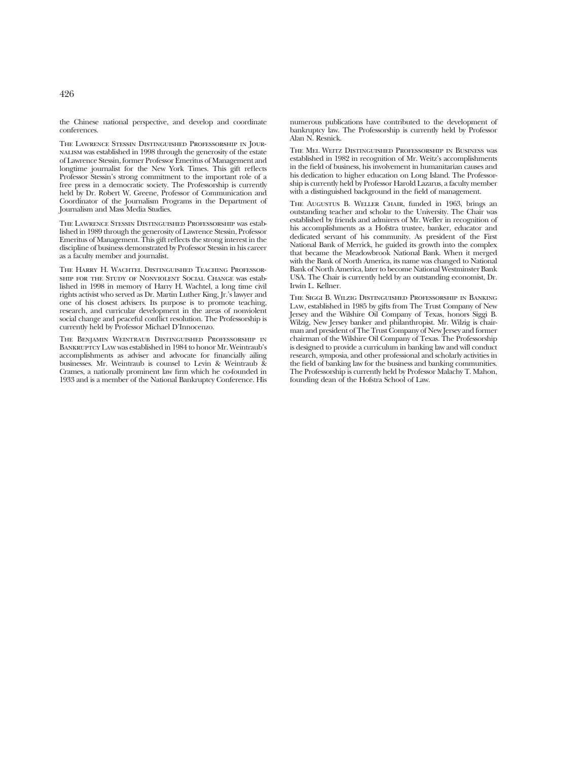the Chinese national perspective, and develop and coordinate conferences.

The Lawrence Stessin Distinguished Professorship in Journalism was established in 1998 through the generosity of the estate of Lawrence Stessin, former Professor Emeritus of Management and longtime journalist for the New York Times. This gift reflects Professor Stessin's strong commitment to the important role of a free press in a democratic society. The Professorship is currently held by Dr. Robert W. Greene, Professor of Communication and Coordinator of the Journalism Programs in the Department of Journalism and Mass Media Studies.

The Lawrence Stessin Distinguished Professorship was established in 1989 through the generosity of Lawrence Stessin, Professor Emeritus of Management. This gift reflects the strong interest in the discipline of business demonstrated by Professor Stessin in his career as a faculty member and journalist.

The Harry H. Wachtel Distinguished Teaching Professorship for the Study of Nonviolent Social Change was established in 1998 in memory of Harry H. Wachtel, a long time civil rights activist who served as Dr. Martin Luther King, Jr.'s lawyer and one of his closest advisers. Its purpose is to promote teaching, research, and curricular development in the areas of nonviolent social change and peaceful conflict resolution. The Professorship is currently held by Professor Michael D'Innocenzo.

The Benjamin Weintraub Distinguished Professorship in Bankruptcy Law was established in 1984 to honor Mr. Weintraub's accomplishments as adviser and advocate for financially ailing businesses. Mr. Weintraub is counsel to Levin & Weintraub & Crames, a nationally prominent law firm which he co-founded in 1933 and is a member of the National Bankruptcy Conference. His numerous publications have contributed to the development of bankruptcy law. The Professorship is currently held by Professor Alan N. Resnick.

The Mel Weitz Distinguished Professorship in Business was established in 1982 in recognition of Mr. Weitz's accomplishments in the field of business, his involvement in humanitarian causes and his dedication to higher education on Long Island. The Professorship is currently held by Professor Harold Lazarus, a faculty member with a distinguished background in the field of management.

The Augustus B. Weller Chair, funded in 1963, brings an outstanding teacher and scholar to the University. The Chair was established by friends and admirers of Mr. Weller in recognition of his accomplishments as a Hofstra trustee, banker, educator and dedicated servant of his community. As president of the First National Bank of Merrick, he guided its growth into the complex that became the Meadowbrook National Bank. When it merged with the Bank of North America, its name was changed to National Bank of North America, later to become National Westminster Bank USA. The Chair is currently held by an outstanding economist, Dr. Irwin L. Kellner.

The Siggi B. Wilzig Distinguished Professorship in Banking Law, established in 1985 by gifts from The Trust Company of New Jersey and the Wilshire Oil Company of Texas, honors Siggi B. Wilzig, New Jersey banker and philanthropist. Mr. Wilzig is chairman and president of The Trust Company of New Jersey and former chairman of the Wilshire Oil Company of Texas. The Professorship is designed to provide a curriculum in banking law and will conduct research, symposia, and other professional and scholarly activities in the field of banking law for the business and banking communities. The Professorship is currently held by Professor Malachy T. Mahon, founding dean of the Hofstra School of Law.